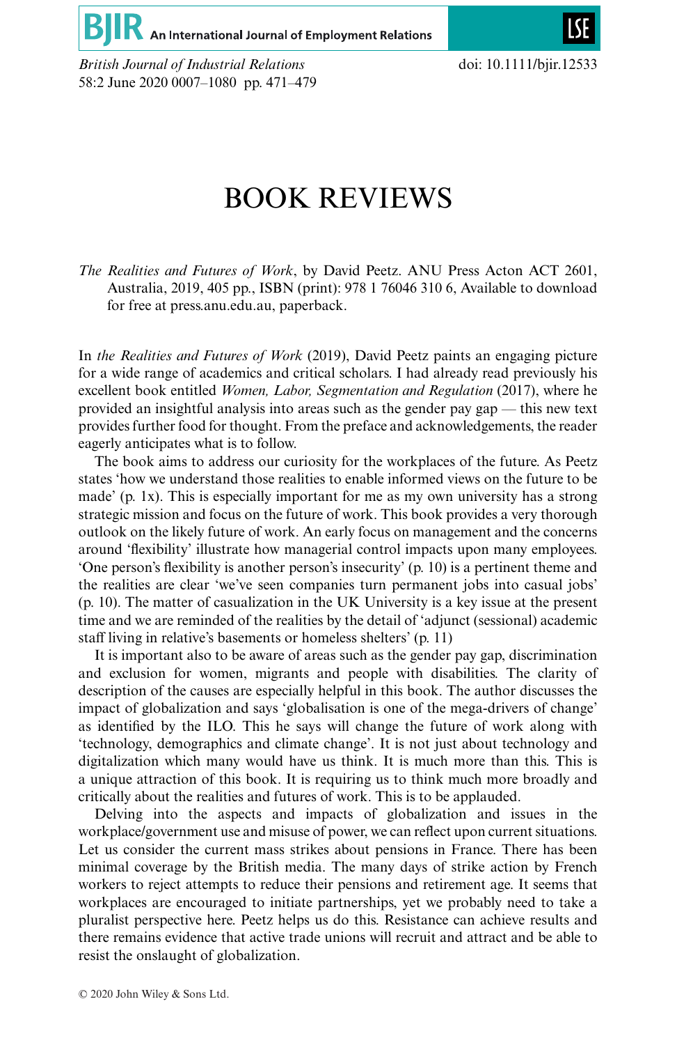# BOOK REVIEWS

*The Realities and Futures of Work*, by David Peetz. ANU Press Acton ACT 2601, Australia, 2019, 405 pp., ISBN (print): 978 1 76046 310 6, Available to download for free at press.anu.edu.au, paperback.

In *the Realities and Futures of Work* (2019), David Peetz paints an engaging picture for a wide range of academics and critical scholars. I had already read previously his excellent book entitled *Women, Labor, Segmentation and Regulation* (2017), where he provided an insightful analysis into areas such as the gender pay gap — this new text provides further food for thought. From the preface and acknowledgements, the reader eagerly anticipates what is to follow.

The book aims to address our curiosity for the workplaces of the future. As Peetz states 'how we understand those realities to enable informed views on the future to be made' (p. 1x). This is especially important for me as my own university has a strong strategic mission and focus on the future of work. This book provides a very thorough outlook on the likely future of work. An early focus on management and the concerns around 'flexibility' illustrate how managerial control impacts upon many employees. 'One person's flexibility is another person's insecurity' (p. 10) is a pertinent theme and the realities are clear 'we've seen companies turn permanent jobs into casual jobs' (p. 10). The matter of casualization in the UK University is a key issue at the present time and we are reminded of the realities by the detail of 'adjunct (sessional) academic staff living in relative's basements or homeless shelters' (p. 11)

It is important also to be aware of areas such as the gender pay gap, discrimination and exclusion for women, migrants and people with disabilities. The clarity of description of the causes are especially helpful in this book. The author discusses the impact of globalization and says 'globalisation is one of the mega-drivers of change' as identified by the ILO. This he says will change the future of work along with 'technology, demographics and climate change'. It is not just about technology and digitalization which many would have us think. It is much more than this. This is a unique attraction of this book. It is requiring us to think much more broadly and critically about the realities and futures of work. This is to be applauded.

Delving into the aspects and impacts of globalization and issues in the workplace/government use and misuse of power, we can reflect upon current situations. Let us consider the current mass strikes about pensions in France. There has been minimal coverage by the British media. The many days of strike action by French workers to reject attempts to reduce their pensions and retirement age. It seems that workplaces are encouraged to initiate partnerships, yet we probably need to take a pluralist perspective here. Peetz helps us do this. Resistance can achieve results and there remains evidence that active trade unions will recruit and attract and be able to resist the onslaught of globalization.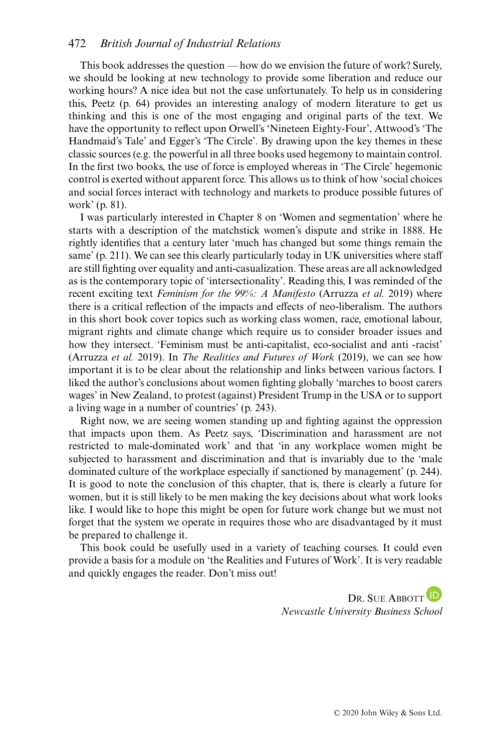This book addresses the question — how do we envision the future of work? Surely, we should be looking at new technology to provide some liberation and reduce our working hours? A nice idea but not the case unfortunately. To help us in considering this, Peetz (p. 64) provides an interesting analogy of modern literature to get us thinking and this is one of the most engaging and original parts of the text. We have the opportunity to reflect upon Orwell's 'Nineteen Eighty-Four', Attwood's 'The Handmaid's Tale' and Egger's 'The Circle'. By drawing upon the key themes in these classic sources (e.g. the powerful in all three books used hegemony to maintain control. In the first two books, the use of force is employed whereas in 'The Circle' hegemonic control is exerted without apparent force. This allows us to think of how 'social choices and social forces interact with technology and markets to produce possible futures of work' (p. 81).

I was particularly interested in Chapter 8 on 'Women and segmentation' where he starts with a description of the matchstick women's dispute and strike in 1888. He rightly identifies that a century later 'much has changed but some things remain the same' (p. 211). We can see this clearly particularly today in UK universities where staff are still fighting over equality and anti-casualization. These areas are all acknowledged as is the contemporary topic of 'intersectionality'. Reading this, I was reminded of the recent exciting text *Feminism for the 99%: A Manifesto* (Arruzza *et al.* 2019) where there is a critical reflection of the impacts and effects of neo-liberalism. The authors in this short book cover topics such as working class women, race, emotional labour, migrant rights and climate change which require us to consider broader issues and how they intersect. 'Feminism must be anti-capitalist, eco-socialist and anti -racist' (Arruzza *et al.* 2019). In *The Realities and Futures of Work* (2019), we can see how important it is to be clear about the relationship and links between various factors. I liked the author's conclusions about women fighting globally 'marches to boost carers wages' in New Zealand, to protest (against) President Trump in the USA or to support a living wage in a number of countries' (p. 243).

Right now, we are seeing women standing up and fighting against the oppression that impacts upon them. As Peetz says, 'Discrimination and harassment are not restricted to male-dominated work' and that 'in any workplace women might be subjected to harassment and discrimination and that is invariably due to the 'male dominated culture of the workplace especially if sanctioned by management' (p. 244). It is good to note the conclusion of this chapter, that is, there is clearly a future for women, but it is still likely to be men making the key decisions about what work looks like. I would like to hope this might be open for future work change but we must not forget that the system we operate in requires those who are disadvantaged by it must be prepared to challenge it.

This book could be usefully used in a variety of teaching courses. It could even provide a basis for a module on 'the Realities and Futures of Work'. It is very readable and quickly engages the reader. Don't miss out!

Dr. Sue Abbott
*Newcastle University Business School*

© 2020 John Wiley & Sons Ltd.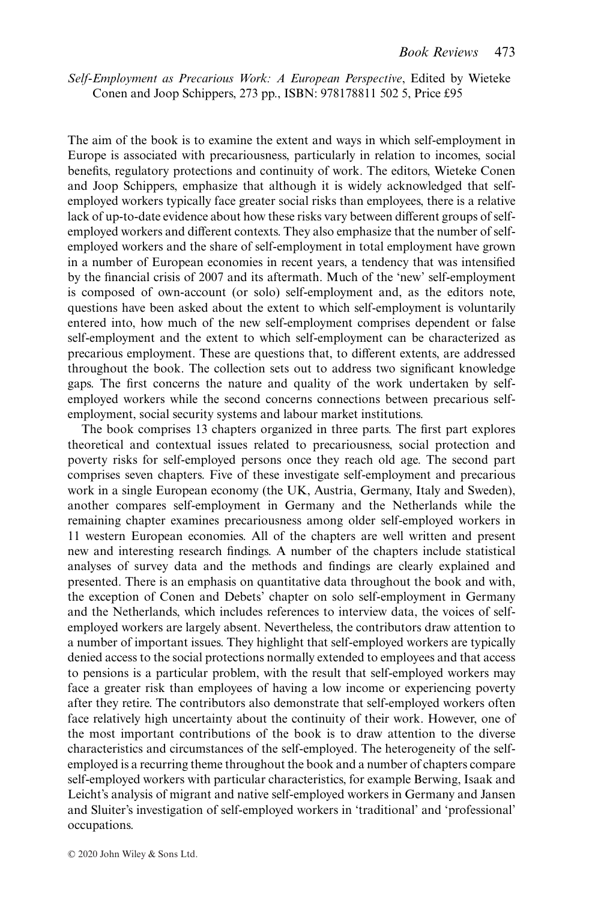*Self-Employment as Precarious Work: A European Perspective*, Edited by Wieteke Conen and Joop Schippers, 273 pp., ISBN: 978178811 502 5, Price £95

The aim of the book is to examine the extent and ways in which self-employment in Europe is associated with precariousness, particularly in relation to incomes, social benefits, regulatory protections and continuity of work. The editors, Wieteke Conen and Joop Schippers, emphasize that although it is widely acknowledged that self-employed workers typically face greater social risks than employees, there is a relative lack of up-to-date evidence about how these risks vary between different groups of self-employed workers and different contexts. They also emphasize that the number of self-employed workers and the share of self-employment in total employment have grown in a number of European economies in recent years, a tendency that was intensified by the financial crisis of 2007 and its aftermath. Much of the 'new' self-employment is composed of own-account (or solo) self-employment and, as the editors note, questions have been asked about the extent to which self-employment is voluntarily entered into, how much of the new self-employment comprises dependent or false self-employment and the extent to which self-employment can be characterized as precarious employment. These are questions that, to different extents, are addressed throughout the book. The collection sets out to address two significant knowledge gaps. The first concerns the nature and quality of the work undertaken by self-employed workers while the second concerns connections between precarious self-employment, social security systems and labour market institutions.

The book comprises 13 chapters organized in three parts. The first part explores theoretical and contextual issues related to precariousness, social protection and poverty risks for self-employed persons once they reach old age. The second part comprises seven chapters. Five of these investigate self-employment and precarious work in a single European economy (the UK, Austria, Germany, Italy and Sweden), another compares self-employment in Germany and the Netherlands while the remaining chapter examines precariousness among older self-employed workers in 11 western European economies. All of the chapters are well written and present new and interesting research findings. A number of the chapters include statistical analyses of survey data and the methods and findings are clearly explained and presented. There is an emphasis on quantitative data throughout the book and with, the exception of Conen and Debets' chapter on solo self-employment in Germany and the Netherlands, which includes references to interview data, the voices of self-employed workers are largely absent. Nevertheless, the contributors draw attention to a number of important issues. They highlight that self-employed workers are typically denied access to the social protections normally extended to employees and that access to pensions is a particular problem, with the result that self-employed workers may face a greater risk than employees of having a low income or experiencing poverty after they retire. The contributors also demonstrate that self-employed workers often face relatively high uncertainty about the continuity of their work. However, one of the most important contributions of the book is to draw attention to the diverse characteristics and circumstances of the self-employed. The heterogeneity of the self-employed is a recurring theme throughout the book and a number of chapters compare self-employed workers with particular characteristics, for example Berwing, Isaak and Leicht's analysis of migrant and native self-employed workers in Germany and Jansen and Sluiter's investigation of self-employed workers in 'traditional' and 'professional' occupations.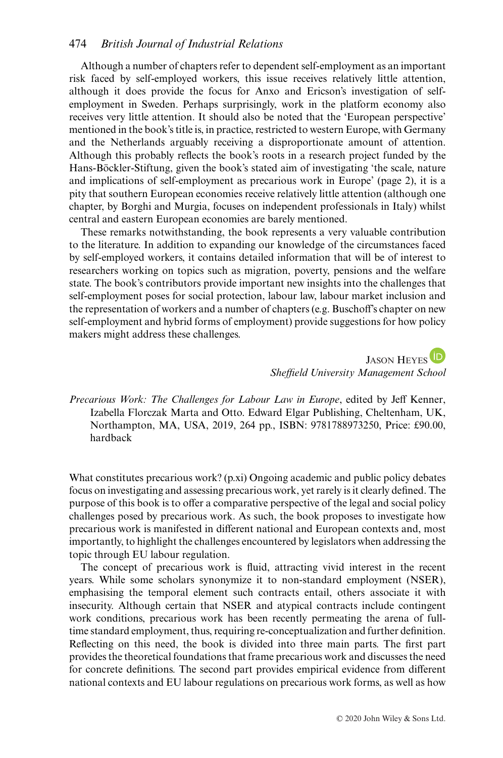Although a number of chapters refer to dependent self-employment as an important risk faced by self-employed workers, this issue receives relatively little attention, although it does provide the focus for Anxo and Ericson's investigation of self-employment in Sweden. Perhaps surprisingly, work in the platform economy also receives very little attention. It should also be noted that the 'European perspective' mentioned in the book's title is, in practice, restricted to western Europe, with Germany and the Netherlands arguably receiving a disproportionate amount of attention. Although this probably reflects the book's roots in a research project funded by the Hans-Böckler-Stiftung, given the book's stated aim of investigating 'the scale, nature and implications of self-employment as precarious work in Europe' (page 2), it is a pity that southern European economies receive relatively little attention (although one chapter, by Borghi and Murgia, focuses on independent professionals in Italy) whilst central and eastern European economies are barely mentioned.

These remarks notwithstanding, the book represents a very valuable contribution to the literature. In addition to expanding our knowledge of the circumstances faced by self-employed workers, it contains detailed information that will be of interest to researchers working on topics such as migration, poverty, pensions and the welfare state. The book's contributors provide important new insights into the challenges that self-employment poses for social protection, labour law, labour market inclusion and the representation of workers and a number of chapters (e.g. Buschoff's chapter on new self-employment and hybrid forms of employment) provide suggestions for how policy makers might address these challenges.

JASON HEYES
*Sheffield University Management School*

*Precarious Work: The Challenges for Labour Law in Europe*, edited by Jeff Kenner, Izabella Florczak Marta and Otto. Edward Elgar Publishing, Cheltenham, UK, Northampton, MA, USA, 2019, 264 pp., ISBN: 9781788973250, Price: £90.00, hardback

What constitutes precarious work? (p.xi) Ongoing academic and public policy debates focus on investigating and assessing precarious work, yet rarely is it clearly defined. The purpose of this book is to offer a comparative perspective of the legal and social policy challenges posed by precarious work. As such, the book proposes to investigate how precarious work is manifested in different national and European contexts and, most importantly, to highlight the challenges encountered by legislators when addressing the topic through EU labour regulation.

The concept of precarious work is fluid, attracting vivid interest in the recent years. While some scholars synonymize it to non-standard employment (NSER), emphasising the temporal element such contracts entail, others associate it with insecurity. Although certain that NSER and atypical contracts include contingent work conditions, precarious work has been recently permeating the arena of full-time standard employment, thus, requiring re-conceptualization and further definition. Reflecting on this need, the book is divided into three main parts. The first part provides the theoretical foundations that frame precarious work and discusses the need for concrete definitions. The second part provides empirical evidence from different national contexts and EU labour regulations on precarious work forms, as well as how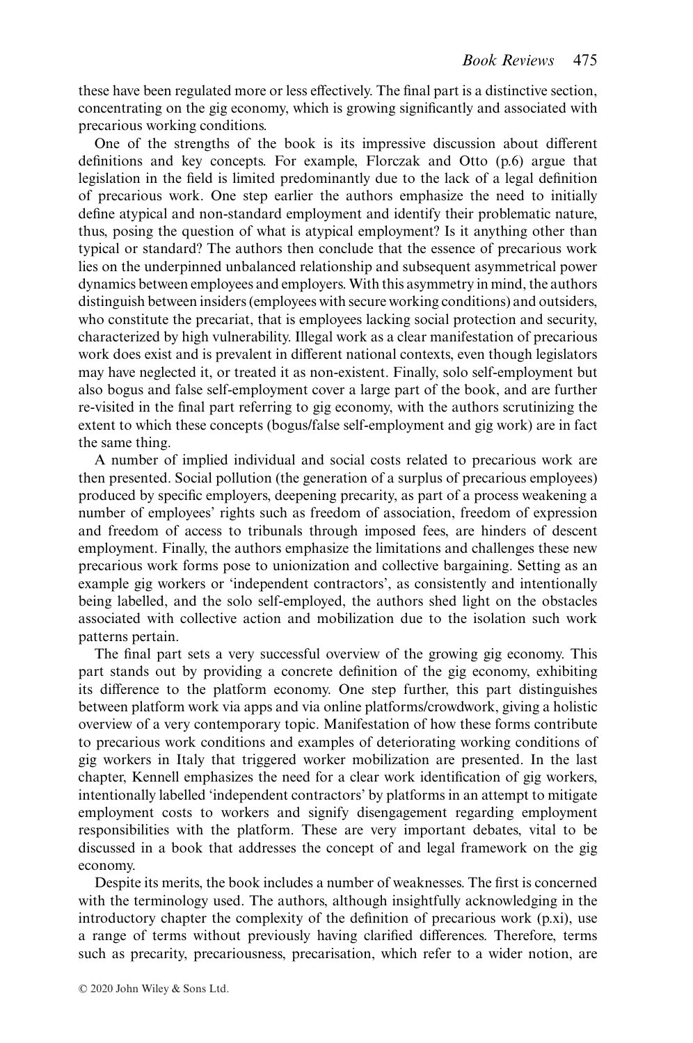these have been regulated more or less effectively. The final part is a distinctive section, concentrating on the gig economy, which is growing significantly and associated with precarious working conditions.

One of the strengths of the book is its impressive discussion about different definitions and key concepts. For example, Florczak and Otto (p.6) argue that legislation in the field is limited predominantly due to the lack of a legal definition of precarious work. One step earlier the authors emphasize the need to initially define atypical and non-standard employment and identify their problematic nature, thus, posing the question of what is atypical employment? Is it anything other than typical or standard? The authors then conclude that the essence of precarious work lies on the underpinned unbalanced relationship and subsequent asymmetrical power dynamics between employees and employers. With this asymmetry in mind, the authors distinguish between insiders (employees with secure working conditions) and outsiders, who constitute the precariat, that is employees lacking social protection and security, characterized by high vulnerability. Illegal work as a clear manifestation of precarious work does exist and is prevalent in different national contexts, even though legislators may have neglected it, or treated it as non-existent. Finally, solo self-employment but also bogus and false self-employment cover a large part of the book, and are further re-visited in the final part referring to gig economy, with the authors scrutinizing the extent to which these concepts (bogus/false self-employment and gig work) are in fact the same thing.

A number of implied individual and social costs related to precarious work are then presented. Social pollution (the generation of a surplus of precarious employees) produced by specific employers, deepening precarity, as part of a process weakening a number of employees' rights such as freedom of association, freedom of expression and freedom of access to tribunals through imposed fees, are hinders of descent employment. Finally, the authors emphasize the limitations and challenges these new precarious work forms pose to unionization and collective bargaining. Setting as an example gig workers or 'independent contractors', as consistently and intentionally being labelled, and the solo self-employed, the authors shed light on the obstacles associated with collective action and mobilization due to the isolation such work patterns pertain.

The final part sets a very successful overview of the growing gig economy. This part stands out by providing a concrete definition of the gig economy, exhibiting its difference to the platform economy. One step further, this part distinguishes between platform work via apps and via online platforms/crowdwork, giving a holistic overview of a very contemporary topic. Manifestation of how these forms contribute to precarious work conditions and examples of deteriorating working conditions of gig workers in Italy that triggered worker mobilization are presented. In the last chapter, Kennell emphasizes the need for a clear work identification of gig workers, intentionally labelled 'independent contractors' by platforms in an attempt to mitigate employment costs to workers and signify disengagement regarding employment responsibilities with the platform. These are very important debates, vital to be discussed in a book that addresses the concept of and legal framework on the gig economy.

Despite its merits, the book includes a number of weaknesses. The first is concerned with the terminology used. The authors, although insightfully acknowledging in the introductory chapter the complexity of the definition of precarious work (p.xi), use a range of terms without previously having clarified differences. Therefore, terms such as precarity, precariousness, precarisation, which refer to a wider notion, are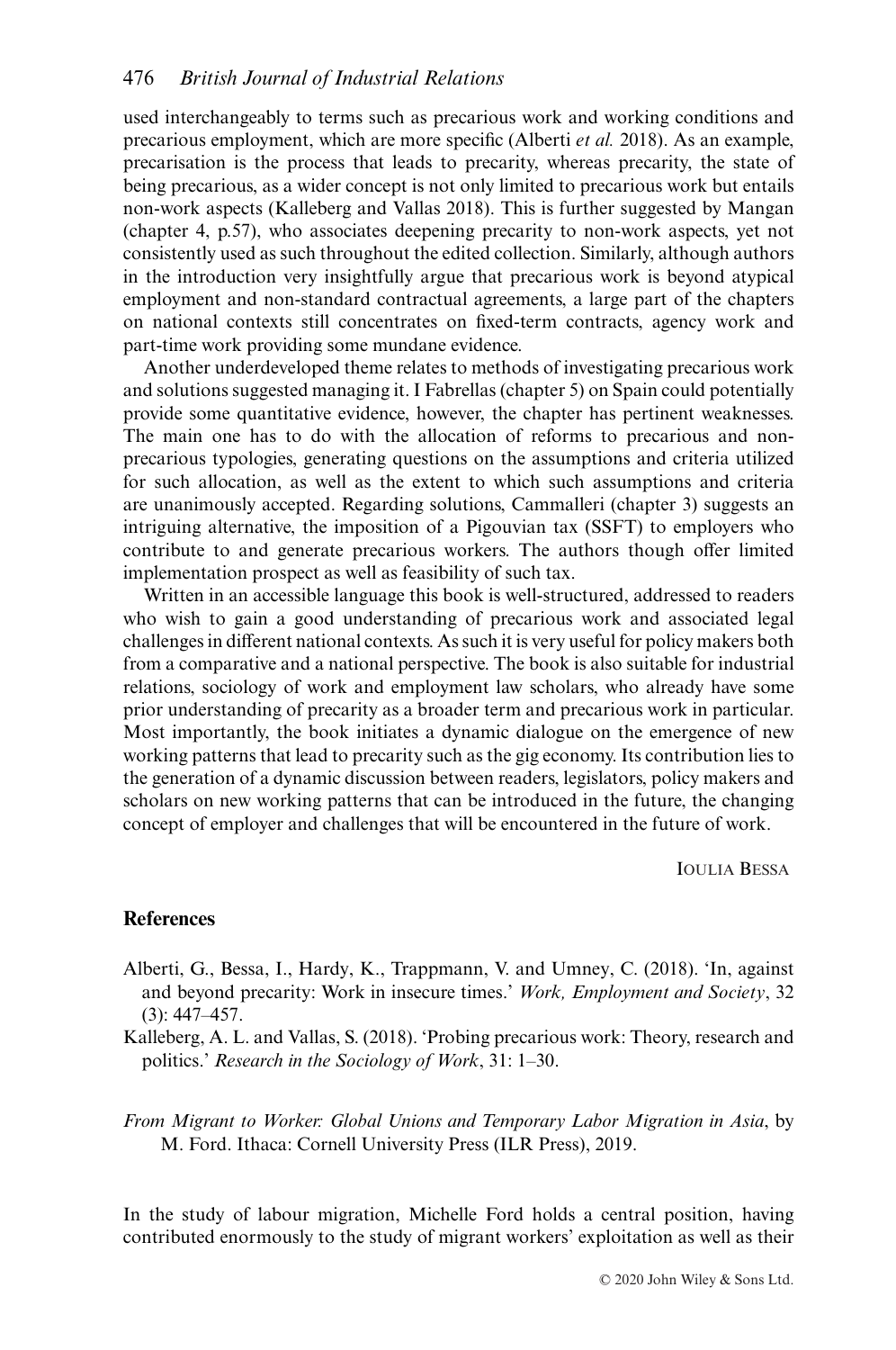used interchangeably to terms such as precarious work and working conditions and precarious employment, which are more specific (Alberti *et al.* 2018). As an example, precarisation is the process that leads to precarity, whereas precarity, the state of being precarious, as a wider concept is not only limited to precarious work but entails non-work aspects (Kalleberg and Vallas 2018). This is further suggested by Mangan (chapter 4, p.57), who associates deepening precarity to non-work aspects, yet not consistently used as such throughout the edited collection. Similarly, although authors in the introduction very insightfully argue that precarious work is beyond atypical employment and non-standard contractual agreements, a large part of the chapters on national contexts still concentrates on fixed-term contracts, agency work and part-time work providing some mundane evidence.

Another underdeveloped theme relates to methods of investigating precarious work and solutions suggested managing it. I Fabrellas (chapter 5) on Spain could potentially provide some quantitative evidence, however, the chapter has pertinent weaknesses. The main one has to do with the allocation of reforms to precarious and non-precarious typologies, generating questions on the assumptions and criteria utilized for such allocation, as well as the extent to which such assumptions and criteria are unanimously accepted. Regarding solutions, Cammalleri (chapter 3) suggests an intriguing alternative, the imposition of a Pigouvian tax (SSFT) to employers who contribute to and generate precarious workers. The authors though offer limited implementation prospect as well as feasibility of such tax.

Written in an accessible language this book is well-structured, addressed to readers who wish to gain a good understanding of precarious work and associated legal challenges in different national contexts. As such it is very useful for policy makers both from a comparative and a national perspective. The book is also suitable for industrial relations, sociology of work and employment law scholars, who already have some prior understanding of precarity as a broader term and precarious work in particular. Most importantly, the book initiates a dynamic dialogue on the emergence of new working patterns that lead to precarity such as the gig economy. Its contribution lies to the generation of a dynamic discussion between readers, legislators, policy makers and scholars on new working patterns that can be introduced in the future, the changing concept of employer and challenges that will be encountered in the future of work.

IOULIA BESSA

## References

Alberti, G., Bessa, I., Hardy, K., Trappmann, V. and Umney, C. (2018). 'In, against and beyond precarity: Work in insecure times.' *Work, Employment and Society*, 32 (3): 447–457.

Kalleberg, A. L. and Vallas, S. (2018). 'Probing precarious work: Theory, research and politics.' *Research in the Sociology of Work*, 31: 1–30.

*From Migrant to Worker: Global Unions and Temporary Labor Migration in Asia*, by M. Ford. Ithaca: Cornell University Press (ILR Press), 2019.

In the study of labour migration, Michelle Ford holds a central position, having contributed enormously to the study of migrant workers' exploitation as well as their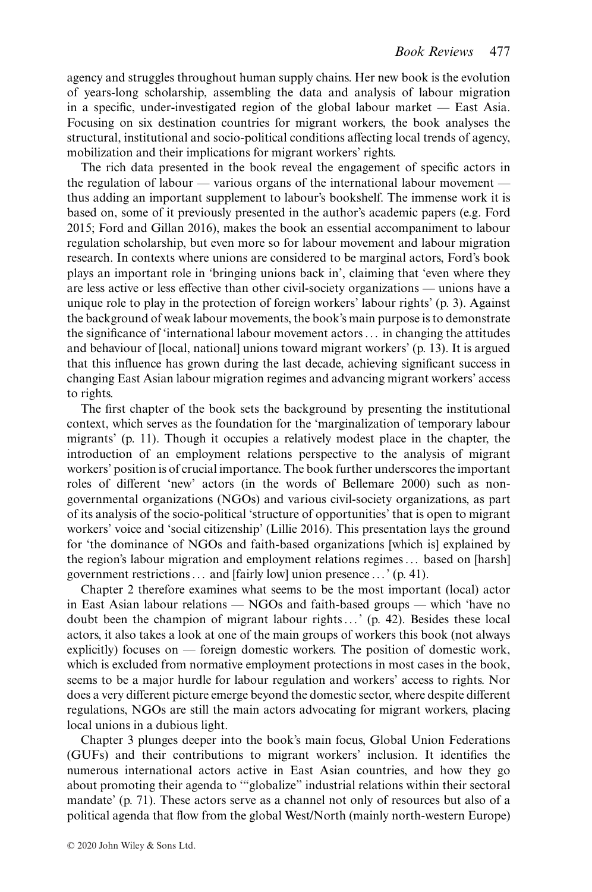agency and struggles throughout human supply chains. Her new book is the evolution of years-long scholarship, assembling the data and analysis of labour migration in a specific, under-investigated region of the global labour market — East Asia. Focusing on six destination countries for migrant workers, the book analyses the structural, institutional and socio-political conditions affecting local trends of agency, mobilization and their implications for migrant workers' rights.

The rich data presented in the book reveal the engagement of specific actors in the regulation of labour — various organs of the international labour movement — thus adding an important supplement to labour's bookshelf. The immense work it is based on, some of it previously presented in the author's academic papers (e.g. Ford 2015; Ford and Gillan 2016), makes the book an essential accompaniment to labour regulation scholarship, but even more so for labour movement and labour migration research. In contexts where unions are considered to be marginal actors, Ford's book plays an important role in 'bringing unions back in', claiming that 'even where they are less active or less effective than other civil-society organizations — unions have a unique role to play in the protection of foreign workers' labour rights' (p. 3). Against the background of weak labour movements, the book's main purpose is to demonstrate the significance of 'international labour movement actors ... in changing the attitudes and behaviour of [local, national] unions toward migrant workers' (p. 13). It is argued that this influence has grown during the last decade, achieving significant success in changing East Asian labour migration regimes and advancing migrant workers' access to rights.

The first chapter of the book sets the background by presenting the institutional context, which serves as the foundation for the 'marginalization of temporary labour migrants' (p. 11). Though it occupies a relatively modest place in the chapter, the introduction of an employment relations perspective to the analysis of migrant workers' position is of crucial importance. The book further underscores the important roles of different 'new' actors (in the words of Bellemare 2000) such as non-governmental organizations (NGOs) and various civil-society organizations, as part of its analysis of the socio-political 'structure of opportunities' that is open to migrant workers' voice and 'social citizenship' (Lillie 2016). This presentation lays the ground for 'the dominance of NGOs and faith-based organizations [which is] explained by the region's labour migration and employment relations regimes ... based on [harsh] government restrictions ... and [fairly low] union presence ...' (p. 41).

Chapter 2 therefore examines what seems to be the most important (local) actor in East Asian labour relations — NGOs and faith-based groups — which 'have no doubt been the champion of migrant labour rights ...' (p. 42). Besides these local actors, it also takes a look at one of the main groups of workers this book (not always explicitly) focuses on — foreign domestic workers. The position of domestic work, which is excluded from normative employment protections in most cases in the book, seems to be a major hurdle for labour regulation and workers' access to rights. Nor does a very different picture emerge beyond the domestic sector, where despite different regulations, NGOs are still the main actors advocating for migrant workers, placing local unions in a dubious light.

Chapter 3 plunges deeper into the book's main focus, Global Union Federations (GUFs) and their contributions to migrant workers' inclusion. It identifies the numerous international actors active in East Asian countries, and how they go about promoting their agenda to '"globalize" industrial relations within their sectoral mandate' (p. 71). These actors serve as a channel not only of resources but also of a political agenda that flow from the global West/North (mainly north-western Europe)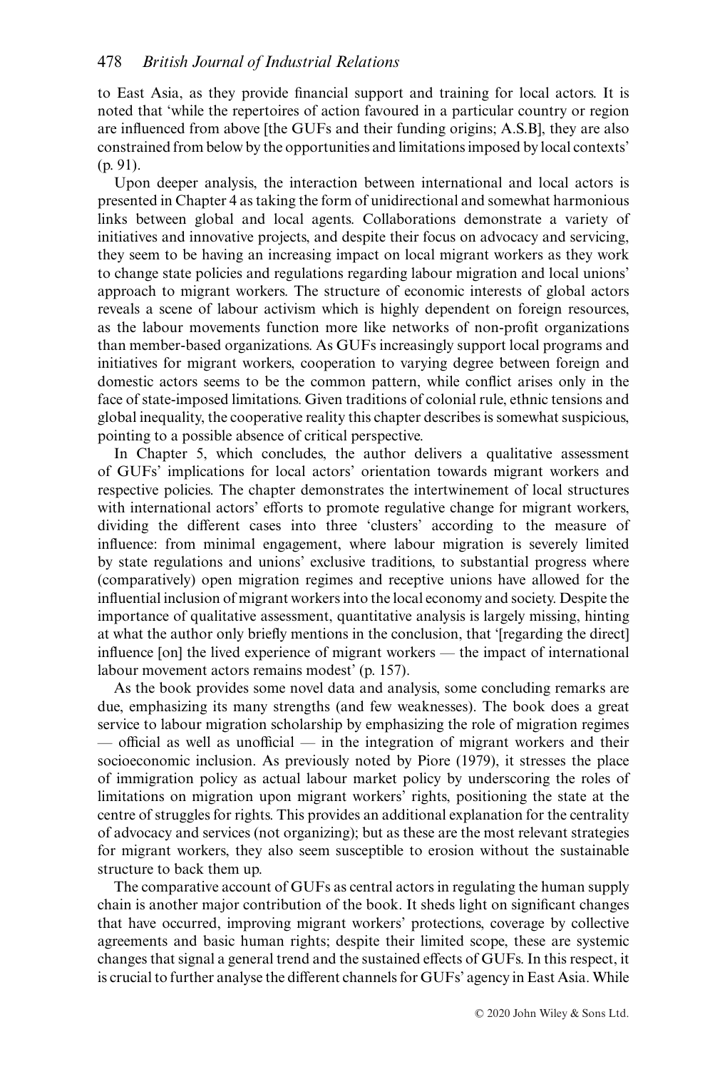to East Asia, as they provide financial support and training for local actors. It is noted that 'while the repertoires of action favoured in a particular country or region are influenced from above [the GUFs and their funding origins; A.S.B], they are also constrained from below by the opportunities and limitations imposed by local contexts' (p. 91).

Upon deeper analysis, the interaction between international and local actors is presented in Chapter 4 as taking the form of unidirectional and somewhat harmonious links between global and local agents. Collaborations demonstrate a variety of initiatives and innovative projects, and despite their focus on advocacy and servicing, they seem to be having an increasing impact on local migrant workers as they work to change state policies and regulations regarding labour migration and local unions' approach to migrant workers. The structure of economic interests of global actors reveals a scene of labour activism which is highly dependent on foreign resources, as the labour movements function more like networks of non-profit organizations than member-based organizations. As GUFs increasingly support local programs and initiatives for migrant workers, cooperation to varying degree between foreign and domestic actors seems to be the common pattern, while conflict arises only in the face of state-imposed limitations. Given traditions of colonial rule, ethnic tensions and global inequality, the cooperative reality this chapter describes is somewhat suspicious, pointing to a possible absence of critical perspective.

In Chapter 5, which concludes, the author delivers a qualitative assessment of GUFs' implications for local actors' orientation towards migrant workers and respective policies. The chapter demonstrates the intertwinement of local structures with international actors' efforts to promote regulative change for migrant workers, dividing the different cases into three 'clusters' according to the measure of influence: from minimal engagement, where labour migration is severely limited by state regulations and unions' exclusive traditions, to substantial progress where (comparatively) open migration regimes and receptive unions have allowed for the influential inclusion of migrant workers into the local economy and society. Despite the importance of qualitative assessment, quantitative analysis is largely missing, hinting at what the author only briefly mentions in the conclusion, that '[regarding the direct] influence [on] the lived experience of migrant workers — the impact of international labour movement actors remains modest' (p. 157).

As the book provides some novel data and analysis, some concluding remarks are due, emphasizing its many strengths (and few weaknesses). The book does a great service to labour migration scholarship by emphasizing the role of migration regimes — official as well as unofficial — in the integration of migrant workers and their socioeconomic inclusion. As previously noted by Piore (1979), it stresses the place of immigration policy as actual labour market policy by underscoring the roles of limitations on migration upon migrant workers' rights, positioning the state at the centre of struggles for rights. This provides an additional explanation for the centrality of advocacy and services (not organizing); but as these are the most relevant strategies for migrant workers, they also seem susceptible to erosion without the sustainable structure to back them up.

The comparative account of GUFs as central actors in regulating the human supply chain is another major contribution of the book. It sheds light on significant changes that have occurred, improving migrant workers' protections, coverage by collective agreements and basic human rights; despite their limited scope, these are systemic changes that signal a general trend and the sustained effects of GUFs. In this respect, it is crucial to further analyse the different channels for GUFs' agency in East Asia. While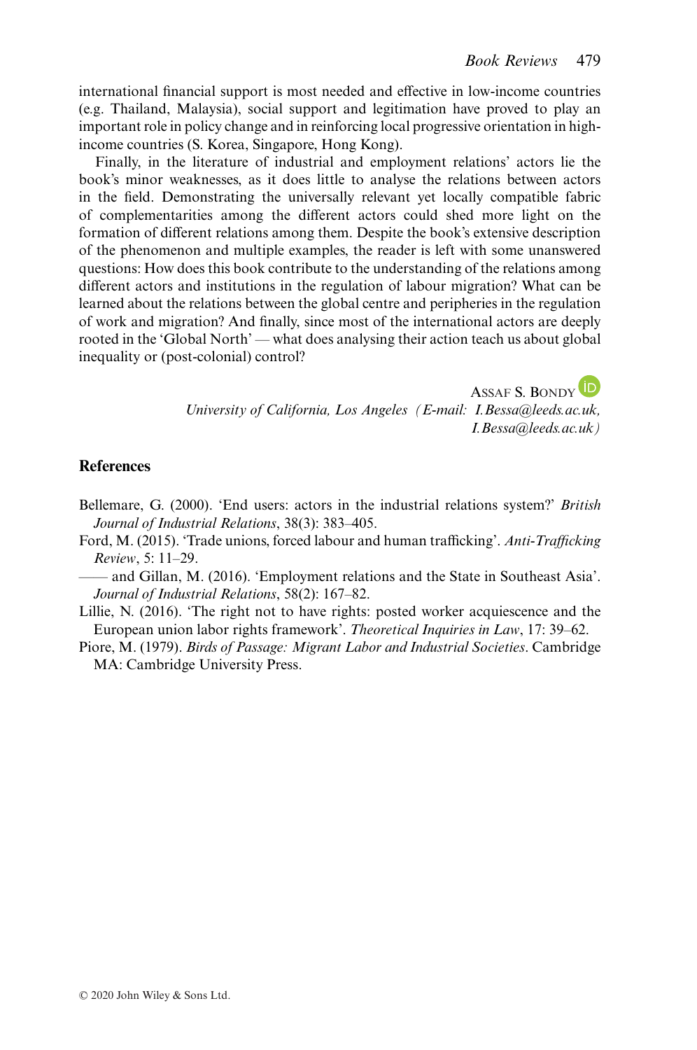international financial support is most needed and effective in low-income countries (e.g. Thailand, Malaysia), social support and legitimation have proved to play an important role in policy change and in reinforcing local progressive orientation in high-income countries (S. Korea, Singapore, Hong Kong).

Finally, in the literature of industrial and employment relations' actors lie the book's minor weaknesses, as it does little to analyse the relations between actors in the field. Demonstrating the universally relevant yet locally compatible fabric of complementarities among the different actors could shed more light on the formation of different relations among them. Despite the book's extensive description of the phenomenon and multiple examples, the reader is left with some unanswered questions: How does this book contribute to the understanding of the relations among different actors and institutions in the regulation of labour migration? What can be learned about the relations between the global centre and peripheries in the regulation of work and migration? And finally, since most of the international actors are deeply rooted in the 'Global North' — what does analysing their action teach us about global inequality or (post-colonial) control?

ASSAF S. BONDY
*University of California, Los Angeles (E-mail: I.Bessa@leeds.ac.uk, I.Bessa@leeds.ac.uk)*

## References

Bellemare, G. (2000). 'End users: actors in the industrial relations system?' *British Journal of Industrial Relations*, 38(3): 383–405.

Ford, M. (2015). 'Trade unions, forced labour and human trafficking'. *Anti-Trafficking Review*, 5: 11–29.

—— and Gillan, M. (2016). 'Employment relations and the State in Southeast Asia'. *Journal of Industrial Relations*, 58(2): 167–82.

Lillie, N. (2016). 'The right not to have rights: posted worker acquiescence and the European union labor rights framework'. *Theoretical Inquiries in Law*, 17: 39–62.

Piore, M. (1979). *Birds of Passage: Migrant Labor and Industrial Societies*. Cambridge MA: Cambridge University Press.